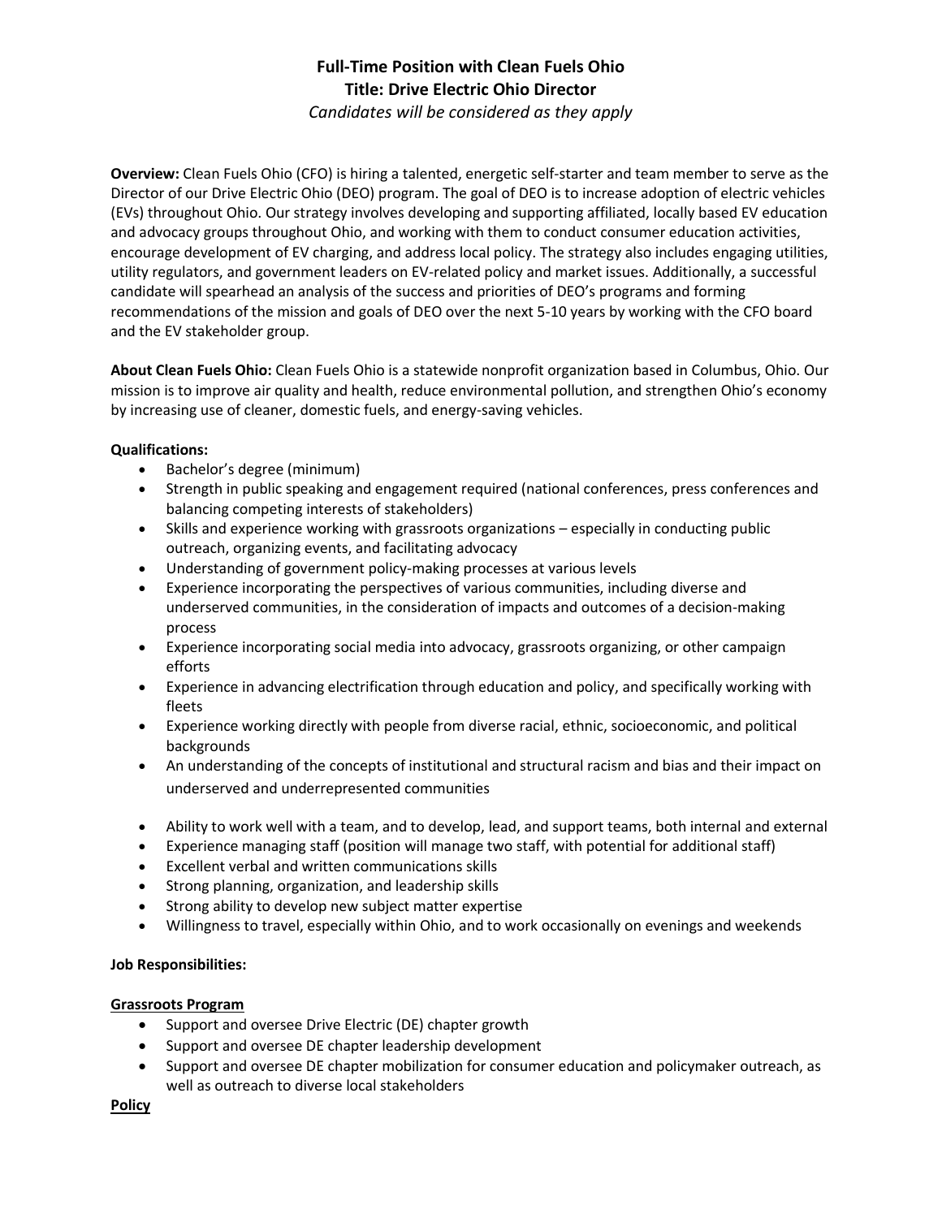**Full-Time Position with Clean Fuels Ohio**
**Title: Drive Electric Ohio Director**
*Candidates will be considered as they apply*

**Overview:** Clean Fuels Ohio (CFO) is hiring a talented, energetic self-starter and team member to serve as the Director of our Drive Electric Ohio (DEO) program. The goal of DEO is to increase adoption of electric vehicles (EVs) throughout Ohio. Our strategy involves developing and supporting affiliated, locally based EV education and advocacy groups throughout Ohio, and working with them to conduct consumer education activities, encourage development of EV charging, and address local policy. The strategy also includes engaging utilities, utility regulators, and government leaders on EV-related policy and market issues. Additionally, a successful candidate will spearhead an analysis of the success and priorities of DEO's programs and forming recommendations of the mission and goals of DEO over the next 5-10 years by working with the CFO board and the EV stakeholder group.

**About Clean Fuels Ohio:** Clean Fuels Ohio is a statewide nonprofit organization based in Columbus, Ohio. Our mission is to improve air quality and health, reduce environmental pollution, and strengthen Ohio's economy by increasing use of cleaner, domestic fuels, and energy-saving vehicles.

**Qualifications:**

- Bachelor's degree (minimum)
- Strength in public speaking and engagement required (national conferences, press conferences and balancing competing interests of stakeholders)
- Skills and experience working with grassroots organizations – especially in conducting public outreach, organizing events, and facilitating advocacy
- Understanding of government policy-making processes at various levels
- Experience incorporating the perspectives of various communities, including diverse and underserved communities, in the consideration of impacts and outcomes of a decision-making process
- Experience incorporating social media into advocacy, grassroots organizing, or other campaign efforts
- Experience in advancing electrification through education and policy, and specifically working with fleets
- Experience working directly with people from diverse racial, ethnic, socioeconomic, and political backgrounds
- An understanding of the concepts of institutional and structural racism and bias and their impact on underserved and underrepresented communities
- Ability to work well with a team, and to develop, lead, and support teams, both internal and external
- Experience managing staff (position will manage two staff, with potential for additional staff)
- Excellent verbal and written communications skills
- Strong planning, organization, and leadership skills
- Strong ability to develop new subject matter expertise
- Willingness to travel, especially within Ohio, and to work occasionally on evenings and weekends

**Job Responsibilities:**

**Grassroots Program**

- Support and oversee Drive Electric (DE) chapter growth
- Support and oversee DE chapter leadership development
- Support and oversee DE chapter mobilization for consumer education and policymaker outreach, as well as outreach to diverse local stakeholders

**Policy**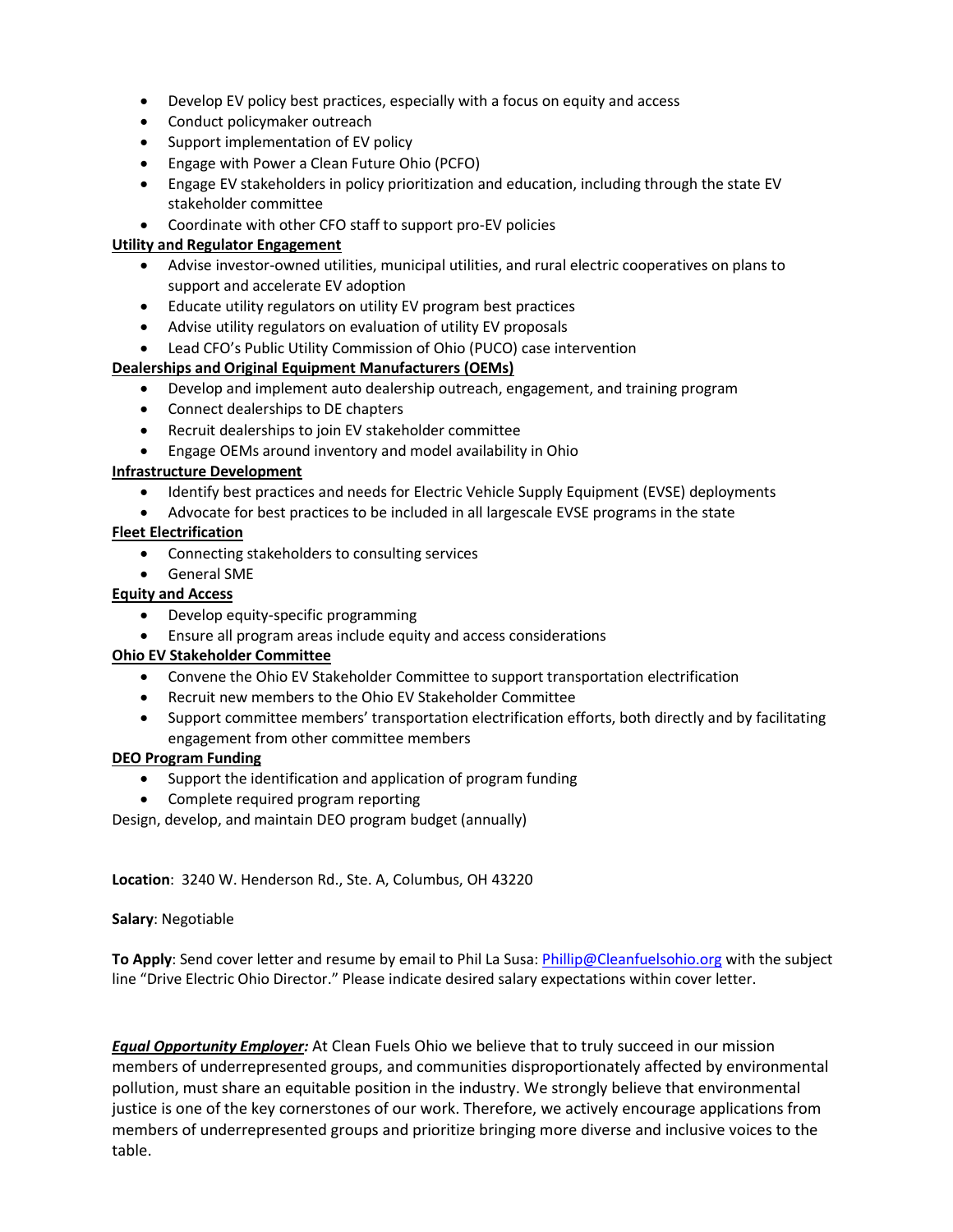- Develop EV policy best practices, especially with a focus on equity and access
- Conduct policymaker outreach
- Support implementation of EV policy
- Engage with Power a Clean Future Ohio (PCFO)
- Engage EV stakeholders in policy prioritization and education, including through the state EV stakeholder committee
- Coordinate with other CFO staff to support pro-EV policies

**Utility and Regulator Engagement**

- Advise investor-owned utilities, municipal utilities, and rural electric cooperatives on plans to support and accelerate EV adoption
- Educate utility regulators on utility EV program best practices
- Advise utility regulators on evaluation of utility EV proposals
- Lead CFO's Public Utility Commission of Ohio (PUCO) case intervention

**Dealerships and Original Equipment Manufacturers (OEMs)**

- Develop and implement auto dealership outreach, engagement, and training program
- Connect dealerships to DE chapters
- Recruit dealerships to join EV stakeholder committee
- Engage OEMs around inventory and model availability in Ohio

**Infrastructure Development**

- Identify best practices and needs for Electric Vehicle Supply Equipment (EVSE) deployments
- Advocate for best practices to be included in all largescale EVSE programs in the state

**Fleet Electrification**

- Connecting stakeholders to consulting services
- General SME

**Equity and Access**

- Develop equity-specific programming
- Ensure all program areas include equity and access considerations

**Ohio EV Stakeholder Committee**

- Convene the Ohio EV Stakeholder Committee to support transportation electrification
- Recruit new members to the Ohio EV Stakeholder Committee
- Support committee members' transportation electrification efforts, both directly and by facilitating engagement from other committee members

**DEO Program Funding**

- Support the identification and application of program funding
- Complete required program reporting

Design, develop, and maintain DEO program budget (annually)

**Location**: 3240 W. Henderson Rd., Ste. A, Columbus, OH 43220

**Salary**: Negotiable

**To Apply**: Send cover letter and resume by email to Phil La Susa: Phillip@Cleanfuelsohio.org with the subject line "Drive Electric Ohio Director." Please indicate desired salary expectations within cover letter.

***Equal Opportunity Employer:*** At Clean Fuels Ohio we believe that to truly succeed in our mission members of underrepresented groups, and communities disproportionately affected by environmental pollution, must share an equitable position in the industry. We strongly believe that environmental justice is one of the key cornerstones of our work. Therefore, we actively encourage applications from members of underrepresented groups and prioritize bringing more diverse and inclusive voices to the table.